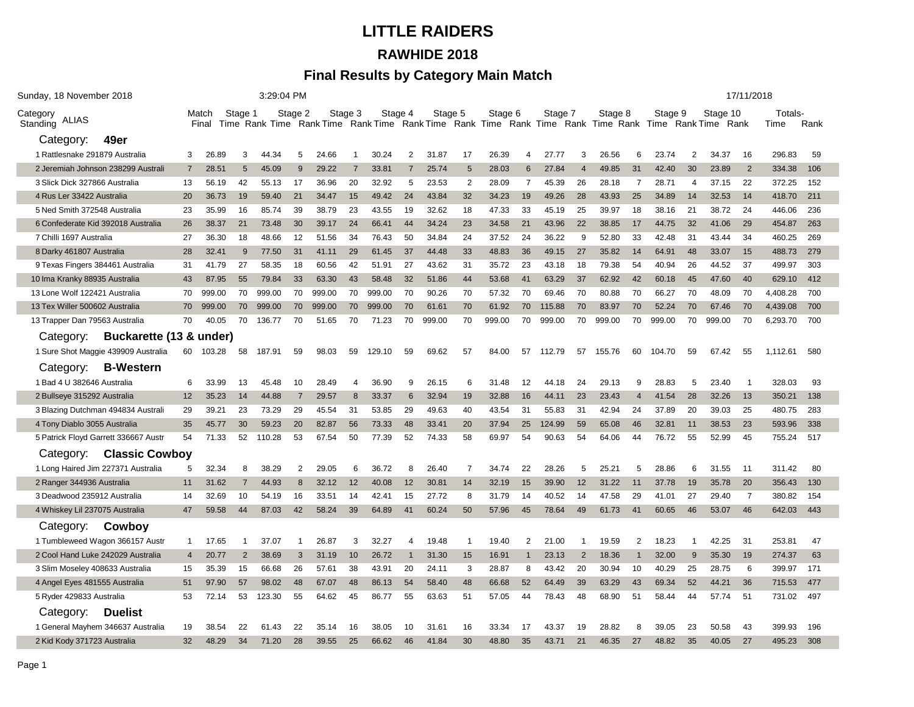# LITTLE RAIDERS

## RAWHIDE 2018

### Final Results by Category Main Match

Sunday, 18 November 2018 3:29:04 PM 17/11/2018

| Category Standing | ALIAS | Match Final | Stage 1 Time | Stage 1 Rank | Stage 2 Time | Stage 2 Rank | Stage 3 Time | Stage 3 Rank | Stage 4 Time | Stage 4 Rank | Stage 5 Time | Stage 5 Rank | Stage 6 Time | Stage 6 Rank | Stage 7 Time | Stage 7 Rank | Stage 8 Time | Stage 8 Rank | Stage 9 Time | Stage 9 Rank | Stage 10 Time | Stage 10 Rank | Totals- Time | Rank |
|---|---|---|---|---|---|---|---|---|---|---|---|---|---|---|---|---|---|---|---|---|---|---|---|---|
| **Category: 49er** | | | | | | | | | | | | | | | | | | | | | | | | |
| 1 | Rattlesnake 291879 Australia | 3 | 26.89 | 3 | 44.34 | 5 | 24.66 | 1 | 30.24 | 2 | 31.87 | 17 | 26.39 | 4 | 27.77 | 3 | 26.56 | 6 | 23.74 | 2 | 34.37 | 16 | 296.83 | 59 |
| 2 | Jeremiah Johnson 238299 Australi | 7 | 28.51 | 5 | 45.09 | 9 | 29.22 | 7 | 33.81 | 7 | 25.74 | 5 | 28.03 | 6 | 27.84 | 4 | 49.85 | 31 | 42.40 | 30 | 23.89 | 2 | 334.38 | 106 |
| 3 | Slick Dick 327866 Australia | 13 | 56.19 | 42 | 55.13 | 17 | 36.96 | 20 | 32.92 | 5 | 23.53 | 2 | 28.09 | 7 | 45.39 | 26 | 28.18 | 7 | 28.71 | 4 | 37.15 | 22 | 372.25 | 152 |
| 4 | Rus Ler 33422 Australia | 20 | 36.73 | 19 | 59.40 | 21 | 34.47 | 15 | 49.42 | 24 | 43.84 | 32 | 34.23 | 19 | 49.26 | 28 | 43.93 | 25 | 34.89 | 14 | 32.53 | 14 | 418.70 | 211 |
| 5 | Ned Smith 372548 Australia | 23 | 35.99 | 16 | 85.74 | 39 | 38.79 | 23 | 43.55 | 19 | 32.62 | 18 | 47.33 | 33 | 45.19 | 25 | 39.97 | 18 | 38.16 | 21 | 38.72 | 24 | 446.06 | 236 |
| 6 | Confederate Kid 392018 Australia | 26 | 38.37 | 21 | 73.48 | 30 | 39.17 | 24 | 66.41 | 44 | 34.24 | 23 | 34.58 | 21 | 43.96 | 22 | 38.85 | 17 | 44.75 | 32 | 41.06 | 29 | 454.87 | 263 |
| 7 | Chilli 1697 Australia | 27 | 36.30 | 18 | 48.66 | 12 | 51.56 | 34 | 76.43 | 50 | 34.84 | 24 | 37.52 | 24 | 36.22 | 9 | 52.80 | 33 | 42.48 | 31 | 43.44 | 34 | 460.25 | 269 |
| 8 | Darky 461807 Australia | 28 | 32.41 | 9 | 77.50 | 31 | 41.11 | 29 | 61.45 | 37 | 44.48 | 33 | 48.83 | 36 | 49.15 | 27 | 35.82 | 14 | 64.91 | 48 | 33.07 | 15 | 488.73 | 279 |
| 9 | Texas Fingers 384461 Australia | 31 | 41.79 | 27 | 58.35 | 18 | 60.56 | 42 | 51.91 | 27 | 43.62 | 31 | 35.72 | 23 | 43.18 | 18 | 79.38 | 54 | 40.94 | 26 | 44.52 | 37 | 499.97 | 303 |
| 10 | Ima Kranky 88935 Australia | 43 | 87.95 | 55 | 79.84 | 33 | 63.30 | 43 | 58.48 | 32 | 51.86 | 44 | 53.68 | 41 | 63.29 | 37 | 62.92 | 42 | 60.18 | 45 | 47.60 | 40 | 629.10 | 412 |
| 13 | Lone Wolf 122421 Australia | 70 | 999.00 | 70 | 999.00 | 70 | 999.00 | 70 | 999.00 | 70 | 90.26 | 70 | 57.32 | 70 | 69.46 | 70 | 80.88 | 70 | 66.27 | 70 | 48.09 | 70 | 4,408.28 | 700 |
| 13 | Tex Willer 500602 Australia | 70 | 999.00 | 70 | 999.00 | 70 | 999.00 | 70 | 999.00 | 70 | 61.61 | 70 | 61.92 | 70 | 115.88 | 70 | 83.97 | 70 | 52.24 | 70 | 67.46 | 70 | 4,439.08 | 700 |
| 13 | Trapper Dan 79563 Australia | 70 | 40.05 | 70 | 136.77 | 70 | 51.65 | 70 | 71.23 | 70 | 999.00 | 70 | 999.00 | 70 | 999.00 | 70 | 999.00 | 70 | 999.00 | 70 | 999.00 | 70 | 6,293.70 | 700 |
| **Category: Buckarette (13 & under)** | | | | | | | | | | | | | | | | | | | | | | | | |
| 1 | Sure Shot Maggie 439909 Australia | 60 | 103.28 | 58 | 187.91 | 59 | 98.03 | 59 | 129.10 | 59 | 69.62 | 57 | 84.00 | 57 | 112.79 | 57 | 155.76 | 60 | 104.70 | 59 | 67.42 | 55 | 1,112.61 | 580 |
| **Category: B-Western** | | | | | | | | | | | | | | | | | | | | | | | | |
| 1 | Bad 4 U 382646 Australia | 6 | 33.99 | 13 | 45.48 | 10 | 28.49 | 4 | 36.90 | 9 | 26.15 | 6 | 31.48 | 12 | 44.18 | 24 | 29.13 | 9 | 28.83 | 5 | 23.40 | 1 | 328.03 | 93 |
| 2 | Bullseye 315292 Australia | 12 | 35.23 | 14 | 44.88 | 7 | 29.57 | 8 | 33.37 | 6 | 32.94 | 19 | 32.88 | 16 | 44.11 | 23 | 23.43 | 4 | 41.54 | 28 | 32.26 | 13 | 350.21 | 138 |
| 3 | Blazing Dutchman 494834 Australi | 29 | 39.21 | 23 | 73.29 | 29 | 45.54 | 31 | 53.85 | 29 | 49.63 | 40 | 43.54 | 31 | 55.83 | 31 | 42.94 | 24 | 37.89 | 20 | 39.03 | 25 | 480.75 | 283 |
| 4 | Tony Diablo 3055 Australia | 35 | 45.77 | 30 | 59.23 | 20 | 82.87 | 56 | 73.33 | 48 | 33.41 | 20 | 37.94 | 25 | 124.99 | 59 | 65.08 | 46 | 32.81 | 11 | 38.53 | 23 | 593.96 | 338 |
| 5 | Patrick Floyd Garrett 336667 Austr | 54 | 71.33 | 52 | 110.28 | 53 | 67.54 | 50 | 77.39 | 52 | 74.33 | 58 | 69.97 | 54 | 90.63 | 54 | 64.06 | 44 | 76.72 | 55 | 52.99 | 45 | 755.24 | 517 |
| **Category: Classic Cowboy** | | | | | | | | | | | | | | | | | | | | | | | | |
| 1 | Long Haired Jim 227371 Australia | 5 | 32.34 | 8 | 38.29 | 2 | 29.05 | 6 | 36.72 | 8 | 26.40 | 7 | 34.74 | 22 | 28.26 | 5 | 25.21 | 5 | 28.86 | 6 | 31.55 | 11 | 311.42 | 80 |
| 2 | Ranger 344936 Australia | 11 | 31.62 | 7 | 44.93 | 8 | 32.12 | 12 | 40.08 | 12 | 30.81 | 14 | 32.19 | 15 | 39.90 | 12 | 31.22 | 11 | 37.78 | 19 | 35.78 | 20 | 356.43 | 130 |
| 3 | Deadwood 235912 Australia | 14 | 32.69 | 10 | 54.19 | 16 | 33.51 | 14 | 42.41 | 15 | 27.72 | 8 | 31.79 | 14 | 40.52 | 14 | 47.58 | 29 | 41.01 | 27 | 29.40 | 7 | 380.82 | 154 |
| 4 | Whiskey Lil 237075 Australia | 47 | 59.58 | 44 | 87.03 | 42 | 58.24 | 39 | 64.89 | 41 | 60.24 | 50 | 57.96 | 45 | 78.64 | 49 | 61.73 | 41 | 60.65 | 46 | 53.07 | 46 | 642.03 | 443 |
| **Category: Cowboy** | | | | | | | | | | | | | | | | | | | | | | | | |
| 1 | Tumbleweed Wagon 366157 Austr | 1 | 17.65 | 1 | 37.07 | 1 | 26.87 | 3 | 32.27 | 4 | 19.48 | 1 | 19.40 | 2 | 21.00 | 1 | 19.59 | 2 | 18.23 | 1 | 42.25 | 31 | 253.81 | 47 |
| 2 | Cool Hand Luke 242029 Australia | 4 | 20.77 | 2 | 38.69 | 3 | 31.19 | 10 | 26.72 | 1 | 31.30 | 15 | 16.91 | 1 | 23.13 | 2 | 18.36 | 1 | 32.00 | 9 | 35.30 | 19 | 274.37 | 63 |
| 3 | Slim Moseley 408633 Australia | 15 | 35.39 | 15 | 66.68 | 26 | 57.61 | 38 | 43.91 | 20 | 24.11 | 3 | 28.87 | 8 | 43.42 | 20 | 30.94 | 10 | 40.29 | 25 | 28.75 | 6 | 399.97 | 171 |
| 4 | Angel Eyes 481555 Australia | 51 | 97.90 | 57 | 98.02 | 48 | 67.07 | 48 | 86.13 | 54 | 58.40 | 48 | 66.68 | 52 | 64.49 | 39 | 63.29 | 43 | 69.34 | 52 | 44.21 | 36 | 715.53 | 477 |
| 5 | Ryder 429833 Australia | 53 | 72.14 | 53 | 123.30 | 55 | 64.62 | 45 | 86.77 | 55 | 63.63 | 51 | 57.05 | 44 | 78.43 | 48 | 68.90 | 51 | 58.44 | 44 | 57.74 | 51 | 731.02 | 497 |
| **Category: Duelist** | | | | | | | | | | | | | | | | | | | | | | | | |
| 1 | General Mayhem 346637 Australia | 19 | 38.54 | 22 | 61.43 | 22 | 35.14 | 16 | 38.05 | 10 | 31.61 | 16 | 33.34 | 17 | 43.37 | 19 | 28.82 | 8 | 39.05 | 23 | 50.58 | 43 | 399.93 | 196 |
| 2 | Kid Kody 371723 Australia | 32 | 48.29 | 34 | 71.20 | 28 | 39.55 | 25 | 66.62 | 46 | 41.84 | 30 | 48.80 | 35 | 43.71 | 21 | 46.35 | 27 | 48.82 | 35 | 40.05 | 27 | 495.23 | 308 |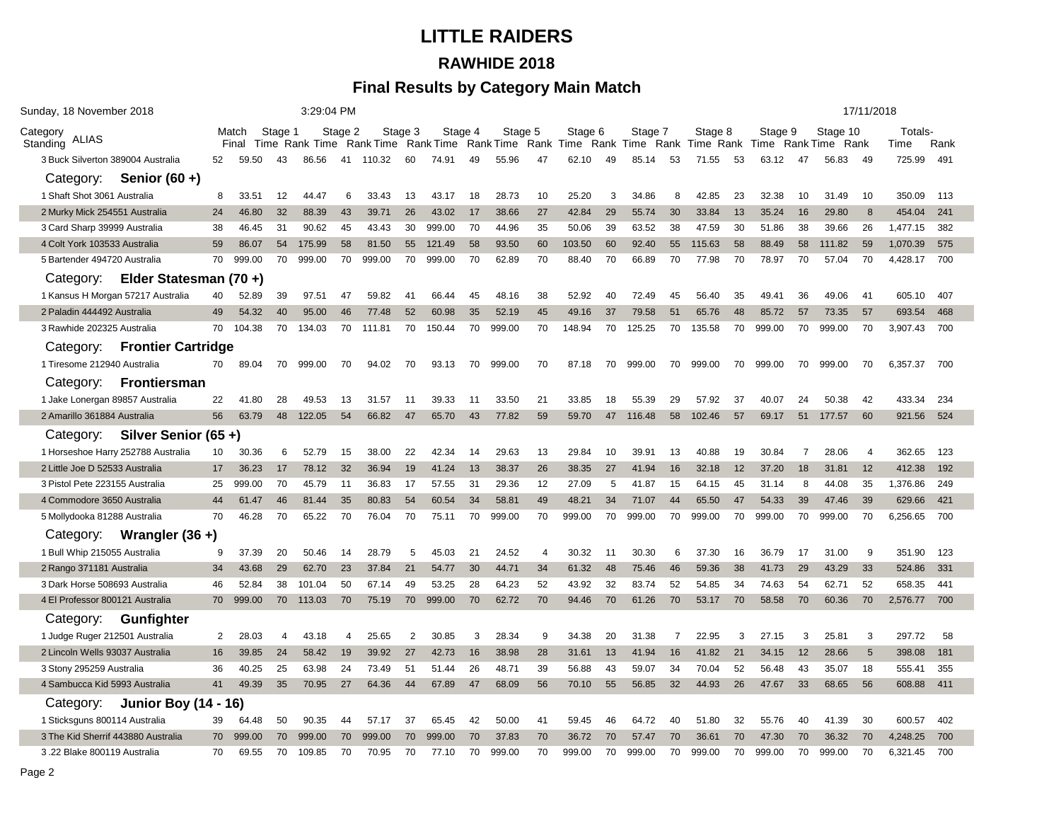# LITTLE RAIDERS

## RAWHIDE 2018

### Final Results by Category Main Match

Sunday, 18 November 2018 3:29:04 PM 17/11/2018

| Category Standing | ALIAS | Match Final | Stage 1 Time | Rank | Stage 2 Time | Rank | Stage 3 Time | Rank | Stage 4 Time | Rank | Stage 5 Time | Rank | Stage 6 Time | Rank | Stage 7 Time | Rank | Stage 8 Time | Rank | Stage 9 Time | Rank | Stage 10 Time | Rank | Totals- Time | Rank |
|---|---|---|---|---|---|---|---|---|---|---|---|---|---|---|---|---|---|---|---|---|---|---|---|---|
| 3 | Buck Silverton 389004 Australia | 52 | 59.50 | 43 | 86.56 | 41 | 110.32 | 60 | 74.91 | 49 | 55.96 | 47 | 62.10 | 49 | 85.14 | 53 | 71.55 | 53 | 63.12 | 47 | 56.83 | 49 | 725.99 | 491 |
| **Category: Senior (60 +)** | | | | | | | | | | | | | | | | | | | | | | | | |
| 1 | Shaft Shot 3061 Australia | 8 | 33.51 | 12 | 44.47 | 6 | 33.43 | 13 | 43.17 | 18 | 28.73 | 10 | 25.20 | 3 | 34.86 | 8 | 42.85 | 23 | 32.38 | 10 | 31.49 | 10 | 350.09 | 113 |
| 2 | Murky Mick 254551 Australia | 24 | 46.80 | 32 | 88.39 | 43 | 39.71 | 26 | 43.02 | 17 | 38.66 | 27 | 42.84 | 29 | 55.74 | 30 | 33.84 | 13 | 35.24 | 16 | 29.80 | 8 | 454.04 | 241 |
| 3 | Card Sharp 39999 Australia | 38 | 46.45 | 31 | 90.62 | 45 | 43.43 | 30 | 999.00 | 70 | 44.96 | 35 | 50.06 | 39 | 63.52 | 38 | 47.59 | 30 | 51.86 | 38 | 39.66 | 26 | 1,477.15 | 382 |
| 4 | Colt York 103533 Australia | 59 | 86.07 | 54 | 175.99 | 58 | 81.50 | 55 | 121.49 | 58 | 93.50 | 60 | 103.50 | 60 | 92.40 | 55 | 115.63 | 58 | 88.49 | 58 | 111.82 | 59 | 1,070.39 | 575 |
| 5 | Bartender 494720 Australia | 70 | 999.00 | 70 | 999.00 | 70 | 999.00 | 70 | 999.00 | 70 | 62.89 | 70 | 88.40 | 70 | 66.89 | 70 | 77.98 | 70 | 78.97 | 70 | 57.04 | 70 | 4,428.17 | 700 |
| **Category: Elder Statesman (70 +)** | | | | | | | | | | | | | | | | | | | | | | | | |
| 1 | Kansus H Morgan 57217 Australia | 40 | 52.89 | 39 | 97.51 | 47 | 59.82 | 41 | 66.44 | 45 | 48.16 | 38 | 52.92 | 40 | 72.49 | 45 | 56.40 | 35 | 49.41 | 36 | 49.06 | 41 | 605.10 | 407 |
| 2 | Paladin 444492 Australia | 49 | 54.32 | 40 | 95.00 | 46 | 77.48 | 52 | 60.98 | 35 | 52.19 | 45 | 49.16 | 37 | 79.58 | 51 | 65.76 | 48 | 85.72 | 57 | 73.35 | 57 | 693.54 | 468 |
| 3 | Rawhide 202325 Australia | 70 | 104.38 | 70 | 134.03 | 70 | 111.81 | 70 | 150.44 | 70 | 999.00 | 70 | 148.94 | 70 | 125.25 | 70 | 135.58 | 70 | 999.00 | 70 | 999.00 | 70 | 3,907.43 | 700 |
| **Category: Frontier Cartridge** | | | | | | | | | | | | | | | | | | | | | | | | |
| 1 | Tiresome 212940 Australia | 70 | 89.04 | 70 | 999.00 | 70 | 94.02 | 70 | 93.13 | 70 | 999.00 | 70 | 87.18 | 70 | 999.00 | 70 | 999.00 | 70 | 999.00 | 70 | 999.00 | 70 | 6,357.37 | 700 |
| **Category: Frontiersman** | | | | | | | | | | | | | | | | | | | | | | | | |
| 1 | Jake Lonergan 89857 Australia | 22 | 41.80 | 28 | 49.53 | 13 | 31.57 | 11 | 39.33 | 11 | 33.50 | 21 | 33.85 | 18 | 55.39 | 29 | 57.92 | 37 | 40.07 | 24 | 50.38 | 42 | 433.34 | 234 |
| 2 | Amarillo 361884 Australia | 56 | 63.79 | 48 | 122.05 | 54 | 66.82 | 47 | 65.70 | 43 | 77.82 | 59 | 59.70 | 47 | 116.48 | 58 | 102.46 | 57 | 69.17 | 51 | 177.57 | 60 | 921.56 | 524 |
| **Category: Silver Senior (65 +)** | | | | | | | | | | | | | | | | | | | | | | | | |
| 1 | Horseshoe Harry 252788 Australia | 10 | 30.36 | 6 | 52.79 | 15 | 38.00 | 22 | 42.34 | 14 | 29.63 | 13 | 29.84 | 10 | 39.91 | 13 | 40.88 | 19 | 30.84 | 7 | 28.06 | 4 | 362.65 | 123 |
| 2 | Little Joe D 52533 Australia | 17 | 36.23 | 17 | 78.12 | 32 | 36.94 | 19 | 41.24 | 13 | 38.37 | 26 | 38.35 | 27 | 41.94 | 16 | 32.18 | 12 | 37.20 | 18 | 31.81 | 12 | 412.38 | 192 |
| 3 | Pistol Pete 223155 Australia | 25 | 999.00 | 70 | 45.79 | 11 | 36.83 | 17 | 57.55 | 31 | 29.36 | 12 | 27.09 | 5 | 41.87 | 15 | 64.15 | 45 | 31.14 | 8 | 44.08 | 35 | 1,376.86 | 249 |
| 4 | Commodore 3650 Australia | 44 | 61.47 | 46 | 81.44 | 35 | 80.83 | 54 | 60.54 | 34 | 58.81 | 49 | 48.21 | 34 | 71.07 | 44 | 65.50 | 47 | 54.33 | 39 | 47.46 | 39 | 629.66 | 421 |
| 5 | Mollydooka 81288 Australia | 70 | 46.28 | 70 | 65.22 | 70 | 76.04 | 70 | 75.11 | 70 | 999.00 | 70 | 999.00 | 70 | 999.00 | 70 | 999.00 | 70 | 999.00 | 70 | 999.00 | 70 | 6,256.65 | 700 |
| **Category: Wrangler (36 +)** | | | | | | | | | | | | | | | | | | | | | | | | |
| 1 | Bull Whip 215055 Australia | 9 | 37.39 | 20 | 50.46 | 14 | 28.79 | 5 | 45.03 | 21 | 24.52 | 4 | 30.32 | 11 | 30.30 | 6 | 37.30 | 16 | 36.79 | 17 | 31.00 | 9 | 351.90 | 123 |
| 2 | Rango 371181 Australia | 34 | 43.68 | 29 | 62.70 | 23 | 37.84 | 21 | 54.77 | 30 | 44.71 | 34 | 61.32 | 48 | 75.46 | 46 | 59.36 | 38 | 41.73 | 29 | 43.29 | 33 | 524.86 | 331 |
| 3 | Dark Horse 508693 Australia | 46 | 52.84 | 38 | 101.04 | 50 | 67.14 | 49 | 53.25 | 28 | 64.23 | 52 | 43.92 | 32 | 83.74 | 52 | 54.85 | 34 | 74.63 | 54 | 62.71 | 52 | 658.35 | 441 |
| 4 | El Professor 800121 Australia | 70 | 999.00 | 70 | 113.03 | 70 | 75.19 | 70 | 999.00 | 70 | 62.72 | 70 | 94.46 | 70 | 61.26 | 70 | 53.17 | 70 | 58.58 | 70 | 60.36 | 70 | 2,576.77 | 700 |
| **Category: Gunfighter** | | | | | | | | | | | | | | | | | | | | | | | | |
| 1 | Judge Ruger 212501 Australia | 2 | 28.03 | 4 | 43.18 | 4 | 25.65 | 2 | 30.85 | 3 | 28.34 | 9 | 34.38 | 20 | 31.38 | 7 | 22.95 | 3 | 27.15 | 3 | 25.81 | 3 | 297.72 | 58 |
| 2 | Lincoln Wells 93037 Australia | 16 | 39.85 | 24 | 58.42 | 19 | 39.92 | 27 | 42.73 | 16 | 38.98 | 28 | 31.61 | 13 | 41.94 | 16 | 41.82 | 21 | 34.15 | 12 | 28.66 | 5 | 398.08 | 181 |
| 3 | Stony 295259 Australia | 36 | 40.25 | 25 | 63.98 | 24 | 73.49 | 51 | 51.44 | 26 | 48.71 | 39 | 56.88 | 43 | 59.07 | 34 | 70.04 | 52 | 56.48 | 43 | 35.07 | 18 | 555.41 | 355 |
| 4 | Sambucca Kid 5993 Australia | 41 | 49.39 | 35 | 70.95 | 27 | 64.36 | 44 | 67.89 | 47 | 68.09 | 56 | 70.10 | 55 | 56.85 | 32 | 44.93 | 26 | 47.67 | 33 | 68.65 | 56 | 608.88 | 411 |
| **Category: Junior Boy (14 - 16)** | | | | | | | | | | | | | | | | | | | | | | | | |
| 1 | Sticksguns 800114 Australia | 39 | 64.48 | 50 | 90.35 | 44 | 57.17 | 37 | 65.45 | 42 | 50.00 | 41 | 59.45 | 46 | 64.72 | 40 | 51.80 | 32 | 55.76 | 40 | 41.39 | 30 | 600.57 | 402 |
| 3 | The Kid Sherrif 443880 Australia | 70 | 999.00 | 70 | 999.00 | 70 | 999.00 | 70 | 999.00 | 70 | 37.83 | 70 | 36.72 | 70 | 57.47 | 70 | 36.61 | 70 | 47.30 | 70 | 36.32 | 70 | 4,248.25 | 700 |
| 3 | .22 Blake 800119 Australia | 70 | 69.55 | 70 | 109.85 | 70 | 70.95 | 70 | 77.10 | 70 | 999.00 | 70 | 999.00 | 70 | 999.00 | 70 | 999.00 | 70 | 999.00 | 70 | 999.00 | 70 | 6,321.45 | 700 |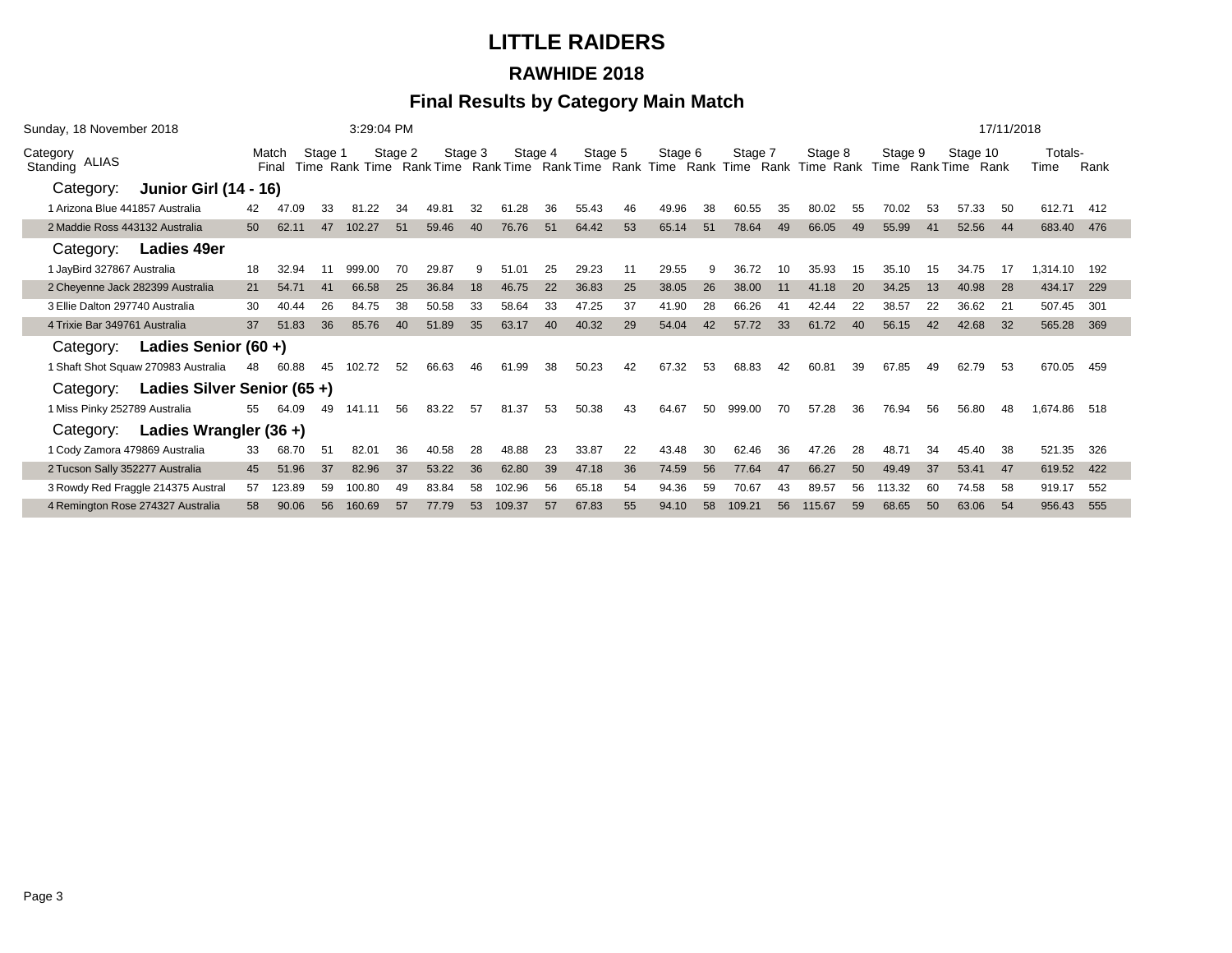# LITTLE RAIDERS

## RAWHIDE 2018

### Final Results by Category Main Match

Sunday, 18 November 2018 3:29:04 PM 17/11/2018

| Category Standing | ALIAS | Match Final | Stage 1 Time | Rank | Stage 2 Time | Rank | Stage 3 Time | Rank | Stage 4 Time | Rank | Stage 5 Time | Rank | Stage 6 Time | Rank | Stage 7 Time | Rank | Stage 8 Time | Rank | Stage 9 Time | Rank | Stage 10 Time | Rank | Totals- Time | Rank |
|---|---|---|---|---|---|---|---|---|---|---|---|---|---|---|---|---|---|---|---|---|---|---|---|---|
| **Category: Junior Girl (14 - 16)** | | | | | | | | | | | | | | | | | | | | | | | | |
| 1 | Arizona Blue 441857 Australia | 42 | 47.09 | 33 | 81.22 | 34 | 49.81 | 32 | 61.28 | 36 | 55.43 | 46 | 49.96 | 38 | 60.55 | 35 | 80.02 | 55 | 70.02 | 53 | 57.33 | 50 | 612.71 | 412 |
| 2 | Maddie Ross 443132 Australia | 50 | 62.11 | 47 | 102.27 | 51 | 59.46 | 40 | 76.76 | 51 | 64.42 | 53 | 65.14 | 51 | 78.64 | 49 | 66.05 | 49 | 55.99 | 41 | 52.56 | 44 | 683.40 | 476 |
| **Category: Ladies 49er** | | | | | | | | | | | | | | | | | | | | | | | | |
| 1 | JayBird 327867 Australia | 18 | 32.94 | 11 | 999.00 | 70 | 29.87 | 9 | 51.01 | 25 | 29.23 | 11 | 29.55 | 9 | 36.72 | 10 | 35.93 | 15 | 35.10 | 15 | 34.75 | 17 | 1,314.10 | 192 |
| 2 | Cheyenne Jack 282399 Australia | 21 | 54.71 | 41 | 66.58 | 25 | 36.84 | 18 | 46.75 | 22 | 36.83 | 25 | 38.05 | 26 | 38.00 | 11 | 41.18 | 20 | 34.25 | 13 | 40.98 | 28 | 434.17 | 229 |
| 3 | Ellie Dalton 297740 Australia | 30 | 40.44 | 26 | 84.75 | 38 | 50.58 | 33 | 58.64 | 33 | 47.25 | 37 | 41.90 | 28 | 66.26 | 41 | 42.44 | 22 | 38.57 | 22 | 36.62 | 21 | 507.45 | 301 |
| 4 | Trixie Bar 349761 Australia | 37 | 51.83 | 36 | 85.76 | 40 | 51.89 | 35 | 63.17 | 40 | 40.32 | 29 | 54.04 | 42 | 57.72 | 33 | 61.72 | 40 | 56.15 | 42 | 42.68 | 32 | 565.28 | 369 |
| **Category: Ladies Senior (60 +)** | | | | | | | | | | | | | | | | | | | | | | | | |
| 1 | Shaft Shot Squaw 270983 Australia | 48 | 60.88 | 45 | 102.72 | 52 | 66.63 | 46 | 61.99 | 38 | 50.23 | 42 | 67.32 | 53 | 68.83 | 42 | 60.81 | 39 | 67.85 | 49 | 62.79 | 53 | 670.05 | 459 |
| **Category: Ladies Silver Senior (65 +)** | | | | | | | | | | | | | | | | | | | | | | | | |
| 1 | Miss Pinky 252789 Australia | 55 | 64.09 | 49 | 141.11 | 56 | 83.22 | 57 | 81.37 | 53 | 50.38 | 43 | 64.67 | 50 | 999.00 | 70 | 57.28 | 36 | 76.94 | 56 | 56.80 | 48 | 1,674.86 | 518 |
| **Category: Ladies Wrangler (36 +)** | | | | | | | | | | | | | | | | | | | | | | | | |
| 1 | Cody Zamora 479869 Australia | 33 | 68.70 | 51 | 82.01 | 36 | 40.58 | 28 | 48.88 | 23 | 33.87 | 22 | 43.48 | 30 | 62.46 | 36 | 47.26 | 28 | 48.71 | 34 | 45.40 | 38 | 521.35 | 326 |
| 2 | Tucson Sally 352277 Australia | 45 | 51.96 | 37 | 82.96 | 37 | 53.22 | 36 | 62.80 | 39 | 47.18 | 36 | 74.59 | 56 | 77.64 | 47 | 66.27 | 50 | 49.49 | 37 | 53.41 | 47 | 619.52 | 422 |
| 3 | Rowdy Red Fraggle 214375 Austral | 57 | 123.89 | 59 | 100.80 | 49 | 83.84 | 58 | 102.96 | 56 | 65.18 | 54 | 94.36 | 59 | 70.67 | 43 | 89.57 | 56 | 113.32 | 60 | 74.58 | 58 | 919.17 | 552 |
| 4 | Remington Rose 274327 Australia | 58 | 90.06 | 56 | 160.69 | 57 | 77.79 | 53 | 109.37 | 57 | 67.83 | 55 | 94.10 | 58 | 109.21 | 56 | 115.67 | 59 | 68.65 | 50 | 63.06 | 54 | 956.43 | 555 |